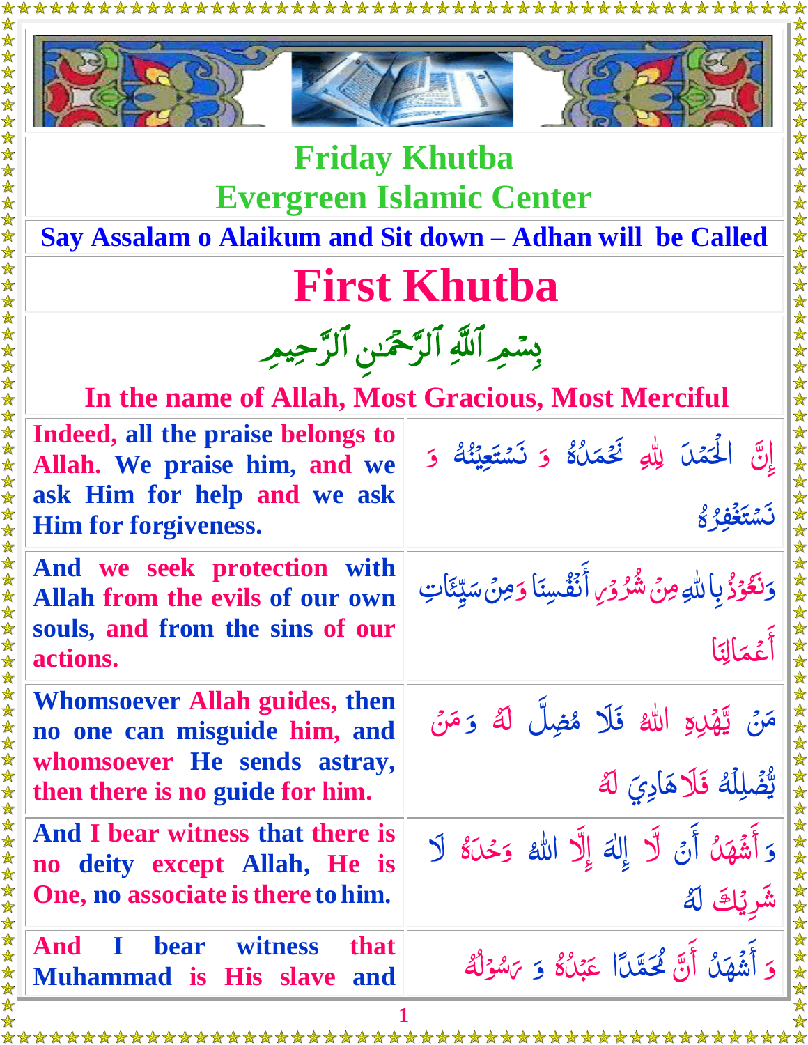# Friday Khutba
# Evergreen Islamic Center

**Say Assalam o Alaikum and Sit down – Adhan will be Called**

# First Khutba

بِسْمِ ٱللَّهِ ٱلرَّحْمَٰنِ ٱلرَّحِيمِ

**In the name of Allah, Most Gracious, Most Merciful**

| | |
|---|---|
| **Indeed, all the praise belongs to Allah. We praise him, and we ask Him for help and we ask Him for forgiveness.** | إِنَّ الْحَمْدَ لِلّٰهِ نَحْمَدُهُ وَ نَسْتَعِيْنُهُ وَ نَسْتَغْفِرُهُ |
| **And we seek protection with Allah from the evils of our own souls, and from the sins of our actions.** | وَنَعُوْذُ بِاللّٰهِ مِنْ شُرُوْرِ أَنْفُسِنَا وَمِنْ سَيِّئَاتِ أَعْمَالِنَا |
| **Whomsoever Allah guides, then no one can misguide him, and whomsoever He sends astray, then there is no guide for him.** | مَنْ يَّهْدِهِ اللّٰهُ فَلَا مُضِلَّ لَهٗ وَ مَنْ يُّضْلِلْهُ فَلَا هَادِيَ لَهٗ |
| **And I bear witness that there is no deity except Allah, He is One, no associate is there to him.** | وَ أَشْهَدُ أَنْ لَّا إِلٰهَ إِلَّا اللّٰهُ وَحْدَهٗ لَا شَرِيْكَ لَهٗ |
| **And I bear witness that Muhammad is His slave and** | وَ أَشْهَدُ أَنَّ مُحَمَّدًا عَبْدُهٗ وَ رَسُوْلُهٗ |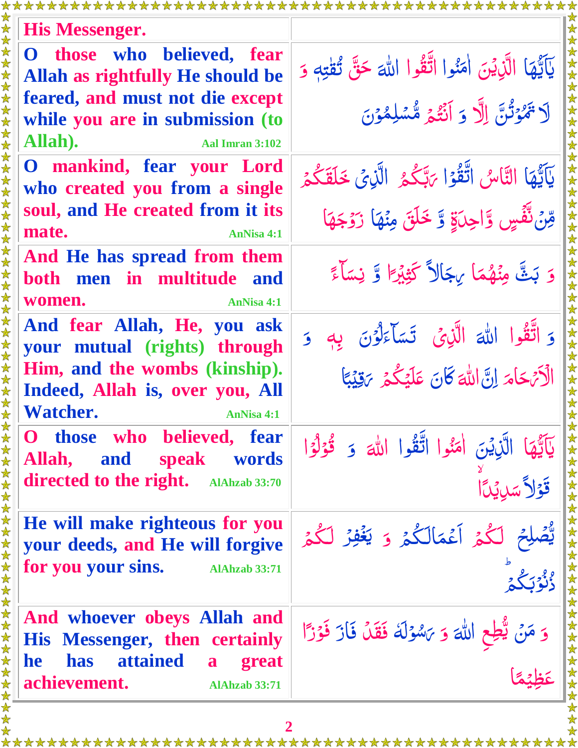| | |
|---|---|
| His Messenger. | |
| O those who believed, fear Allah as rightfully He should be feared, and must not die except while you are in submission (to Allah). Aal Imran 3:102 | يٰۤاَيُّهَا الَّذِيۡنَ اٰمَنُوا اتَّقُوا اللّٰهَ حَقَّ تُقٰتِهٖ وَ لَا تَمُوۡتُنَّ اِلَّا وَ اَنۡتُمۡ مُّسۡلِمُوۡنَ |
| O mankind, fear your Lord who created you from a single soul, and He created from it its mate. AnNisa 4:1 | يٰۤاَيُّهَا النَّاسُ اتَّقُوۡا رَبَّكُمُ الَّذِىۡ خَلَقَكُمۡ مِّنۡ نَّفۡسٍ وَّاحِدَةٍ وَّ خَلَقَ مِنۡهَا زَوۡجَهَا |
| And He has spread from them both men in multitude and women. AnNisa 4:1 | وَ بَثَّ مِنۡهُمَا رِجَالًا كَثِيۡرًا وَّ نِسَآءً |
| And fear Allah, He, you ask your mutual (rights) through Him, and the wombs (kinship). Indeed, Allah is, over you, All Watcher. AnNisa 4:1 | وَ اتَّقُوا اللّٰهَ الَّذِىۡ تَسَآءَلُوۡنَ بِهٖ وَ الۡاَرۡحَامَ اِنَّ اللّٰهَ كَانَ عَلَيۡكُمۡ رَقِيۡبًا |
| O those who believed, fear Allah, and speak words directed to the right. AlAhzab 33:70 | يٰۤاَيُّهَا الَّذِيۡنَ اٰمَنُوا اتَّقُوا اللّٰهَ وَ قُوۡلُوۡا قَوۡلًا سَدِيۡدًا |
| He will make righteous for you your deeds, and He will forgive for you your sins. AlAhzab 33:71 | يُّصۡلِحۡ لَكُمۡ اَعۡمَالَكُمۡ وَ يَغۡفِرۡ لَكُمۡ ذُنُوۡبَكُمۡ ؕ |
| And whoever obeys Allah and His Messenger, then certainly he has attained a great achievement. AlAhzab 33:71 | وَ مَنۡ يُّطِعِ اللّٰهَ وَ رَسُوۡلَهٗ فَقَدۡ فَازَ فَوۡزًا عَظِيۡمًا |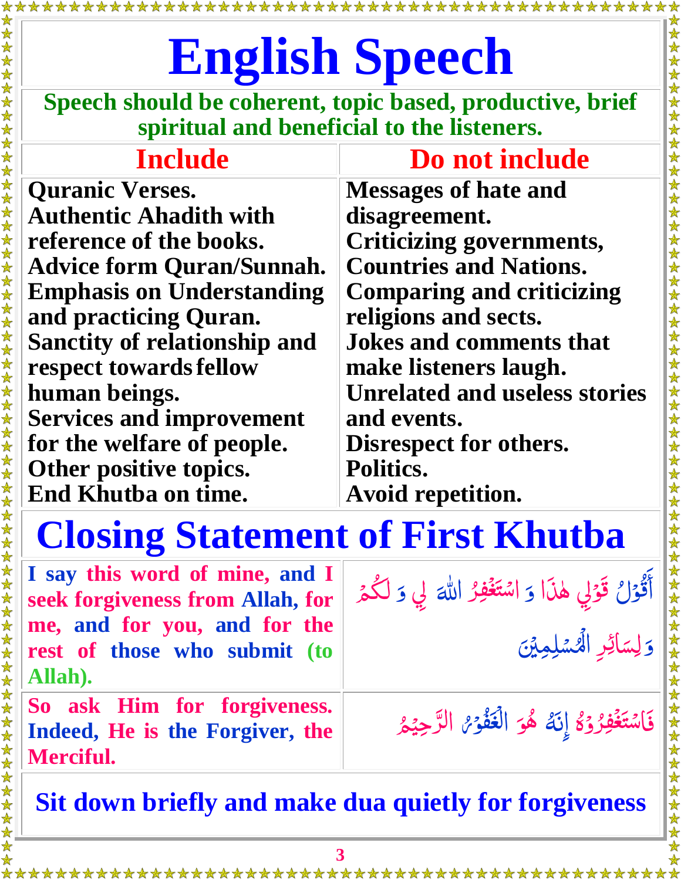# English Speech

**Speech should be coherent, topic based, productive, brief spiritual and beneficial to the listeners.**

| Include | Do not include |
|---|---|
| Quranic Verses. | Messages of hate and disagreement. |
| Authentic Ahadith with reference of the books. | Criticizing governments, Countries and Nations. |
| Advice form Quran/Sunnah. | Comparing and criticizing religions and sects. |
| Emphasis on Understanding and practicing Quran. | Jokes and comments that make listeners laugh. |
| Sanctity of relationship and respect towards fellow human beings. | Unrelated and useless stories and events. |
| Services and improvement for the welfare of people. | Disrespect for others. |
| Other positive topics. | Politics. |
| End Khutba on time. | Avoid repetition. |

# Closing Statement of First Khutba

| | |
|---|---|
| I say this word of mine, and I seek forgiveness from Allah, for me, and for you, and for the rest of those who submit (to Allah). | أَقُوْلُ قَوْلِي هٰذَا وَ اسْتَغْفِرُ اللّٰهَ لِي وَ لَكُمْ وَلِسَائِرِ الْمُسْلِمِيْنَ |
| So ask Him for forgiveness. Indeed, He is the Forgiver, the Merciful. | فَاسْتَغْفِرُوْهُ إِنَّهُ هُوَ الْغَفُوْرُ الرَّحِيْمُ |

**Sit down briefly and make dua quietly for forgiveness**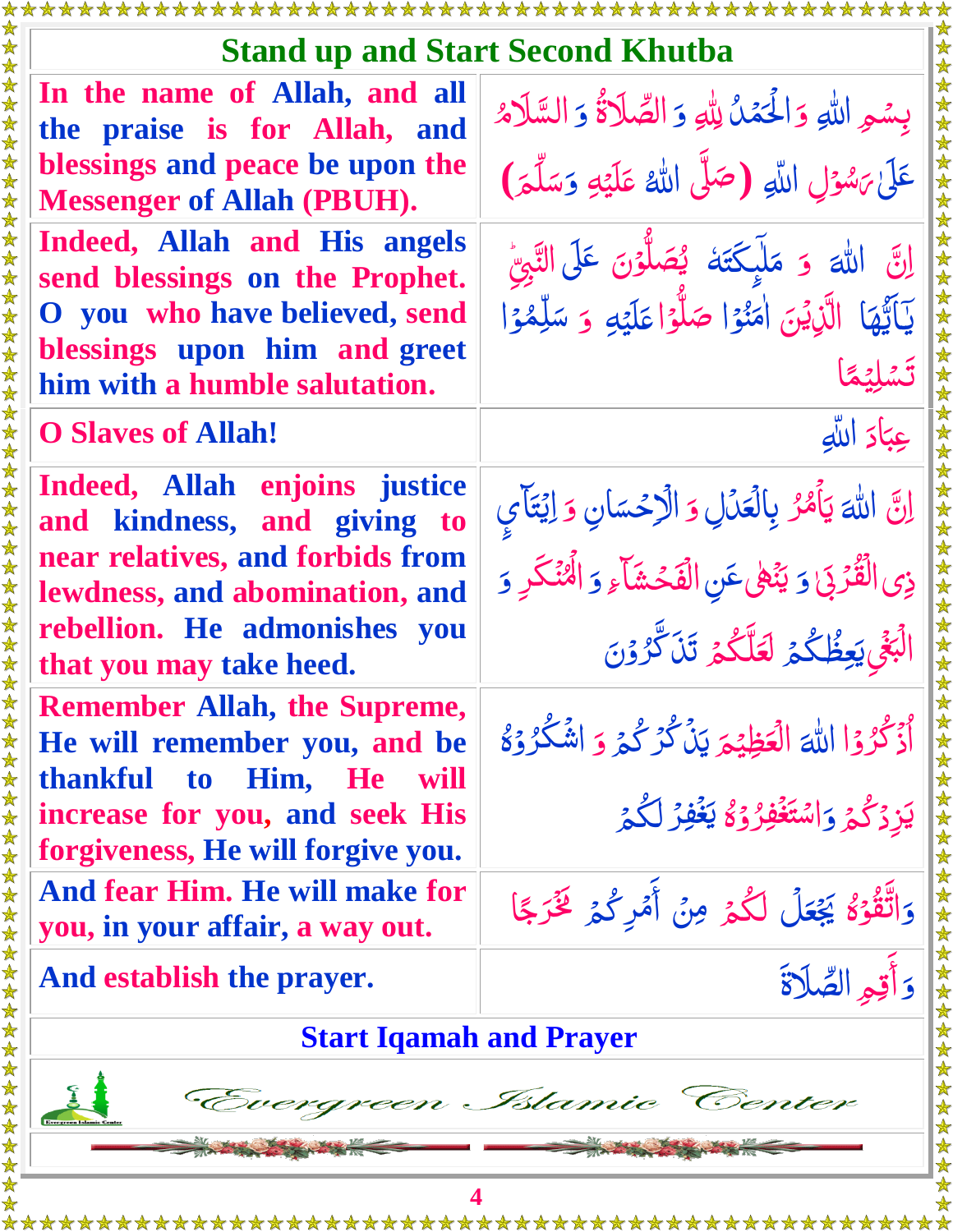## Stand up and Start Second Khutba

| | |
|---|---|
| In the name of Allah, and all the praise is for Allah, and blessings and peace be upon the Messenger of Allah (PBUH). | بِسۡمِ اللّٰهِ وَ الْحَمْدُ لِلّٰهِ وَ الصَّلَاةُ وَ السَّلَامُ عَلَىٰ رَسُوْلِ اللّٰهِ (صَلَّى اللّٰهُ عَلَيْهِ وَسَلَّمَ) |
| Indeed, Allah and His angels send blessings on the Prophet. O you who have believed, send blessings upon him and greet him with a humble salutation. | اِنَّ اللّٰهَ وَ مَلٰٓئِكَتَهٗ يُصَلُّوْنَ عَلَى النَّبِيِّ يٰٓاَيُّهَا الَّذِيْنَ اٰمَنُوْا صَلُّوْا عَلَيْهِ وَ سَلِّمُوْا تَسْلِيْمًا |
| O Slaves of Allah! | عِبَادَ اللّٰهِ |
| Indeed, Allah enjoins justice and kindness, and giving to near relatives, and forbids from lewdness, and abomination, and rebellion. He admonishes you that you may take heed. | اِنَّ اللّٰهَ يَأْمُرُ بِالْعَدْلِ وَ الْاِحْسَانِ وَ اِيْتَآئِ ذِى الْقُرْبٰى وَ يَنْهٰى عَنِ الْفَحْشَآءِ وَ الْمُنْكَرِ وَ الْبَغْيِ يَعِظُكُمْ لَعَلَّكُمْ تَذَكَّرُوْنَ |
| Remember Allah, the Supreme, He will remember you, and be thankful to Him, He will increase for you, and seek His forgiveness, He will forgive you. | اُذْكُرُوا اللّٰهَ الْعَظِيْمَ يَذْكُرْكُمْ وَ اشْكُرُوْهُ يَزِدْكُمْ وَاسْتَغْفِرُوْهُ يَغْفِرْ لَكُمْ |
| And fear Him. He will make for you, in your affair, a way out. | وَاتَّقُوْهُ يَجْعَلْ لَكُمْ مِنْ أَمْرِكُمْ مَخْرَجًا |
| And establish the prayer. | وَ أَقِمِ الصَّلَاةَ |

**Start Iqamah and Prayer**

Evergreen Islamic Center